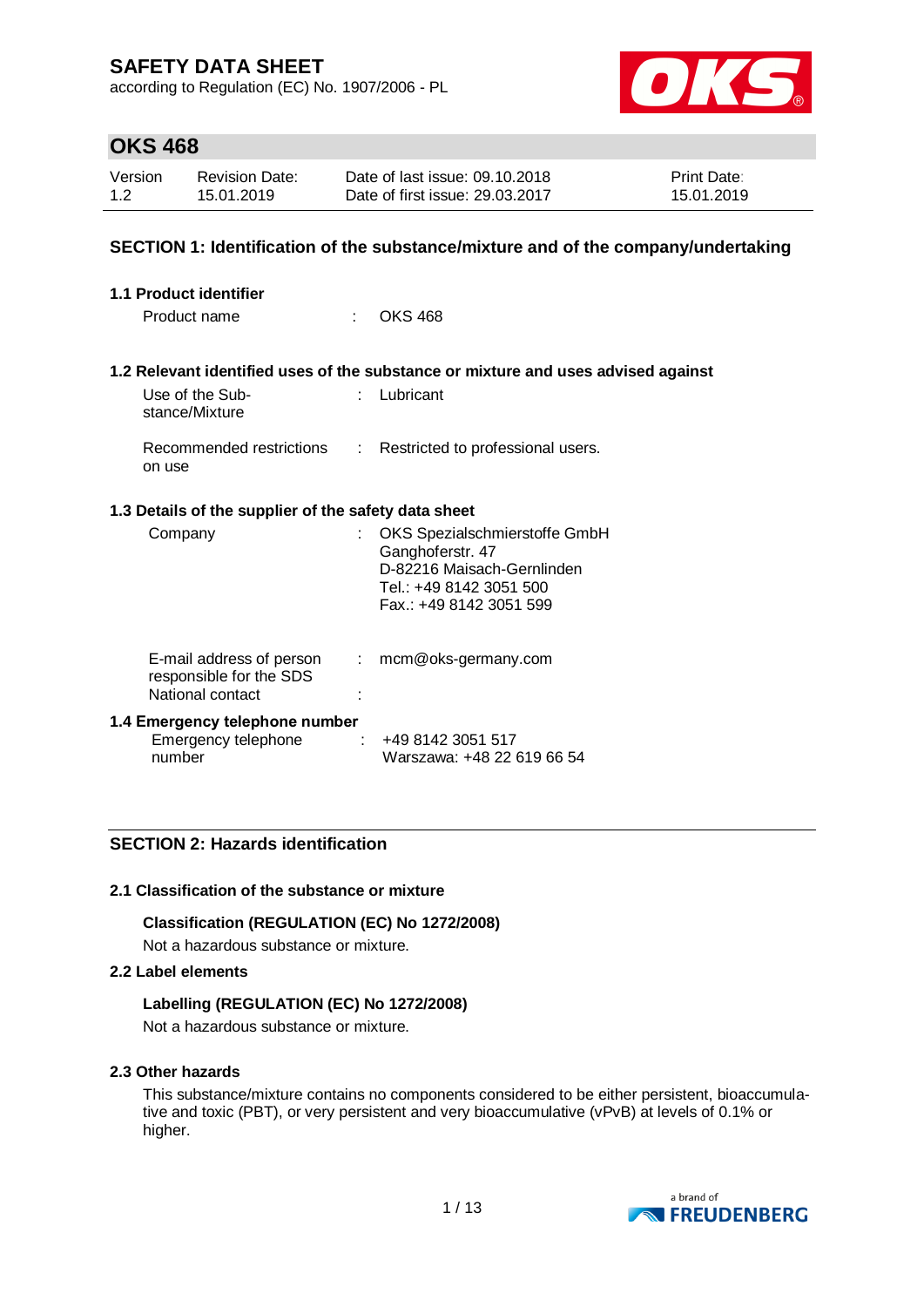# SAFETY DATA SHEET

according to Regulation (EC) No. 1907/2006 - PL

## OKS 468

| Version | Revision Date: | Date of last issue: 09.10.2018 | Print Date: |
|---|---|---|---|
| 1.2 | 15.01.2019 | Date of first issue: 29.03.2017 | 15.01.2019 |

## SECTION 1: Identification of the substance/mixture and of the company/undertaking

### 1.1 Product identifier

Product name : OKS 468

### 1.2 Relevant identified uses of the substance or mixture and uses advised against

Use of the Substance/Mixture : Lubricant

Recommended restrictions on use : Restricted to professional users.

### 1.3 Details of the supplier of the safety data sheet

Company : OKS Spezialschmierstoffe GmbH
Ganghoferstr. 47
D-82216 Maisach-Gernlinden
Tel.: +49 8142 3051 500
Fax.: +49 8142 3051 599

E-mail address of person responsible for the SDS : mcm@oks-germany.com

National contact :

### 1.4 Emergency telephone number

Emergency telephone number : +49 8142 3051 517
Warszawa: +48 22 619 66 54

## SECTION 2: Hazards identification

### 2.1 Classification of the substance or mixture

**Classification (REGULATION (EC) No 1272/2008)**

Not a hazardous substance or mixture.

### 2.2 Label elements

**Labelling (REGULATION (EC) No 1272/2008)**

Not a hazardous substance or mixture.

### 2.3 Other hazards

This substance/mixture contains no components considered to be either persistent, bioaccumulative and toxic (PBT), or very persistent and very bioaccumulative (vPvB) at levels of 0.1% or higher.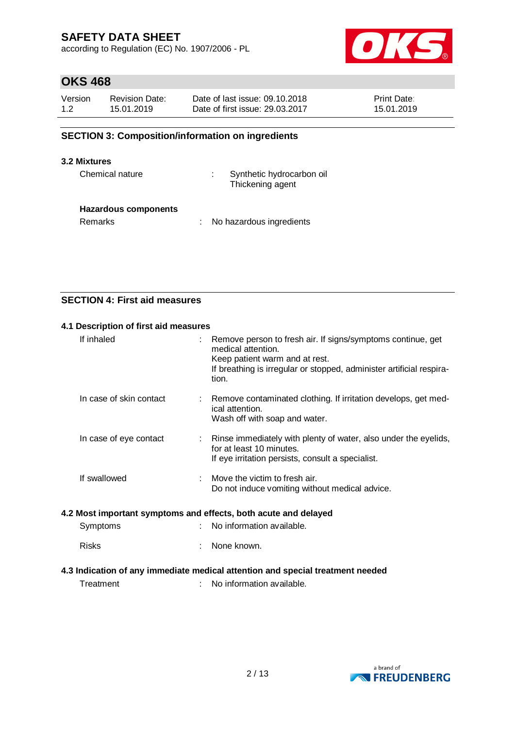## SECTION 3: Composition/information on ingredients

### 3.2 Mixtures

Chemical nature : Synthetic hydrocarbon oil
Thickening agent

**Hazardous components**

Remarks : No hazardous ingredients

## SECTION 4: First aid measures

### 4.1 Description of first aid measures

| | |
|---|---|
| If inhaled | Remove person to fresh air. If signs/symptoms continue, get medical attention.<br>Keep patient warm and at rest.<br>If breathing is irregular or stopped, administer artificial respiration. |
| In case of skin contact | Remove contaminated clothing. If irritation develops, get medical attention.<br>Wash off with soap and water. |
| In case of eye contact | Rinse immediately with plenty of water, also under the eyelids, for at least 10 minutes.<br>If eye irritation persists, consult a specialist. |
| If swallowed | Move the victim to fresh air.<br>Do not induce vomiting without medical advice. |

### 4.2 Most important symptoms and effects, both acute and delayed

| | |
|---|---|
| Symptoms | No information available. |
| Risks | None known. |

### 4.3 Indication of any immediate medical attention and special treatment needed

Treatment : No information available.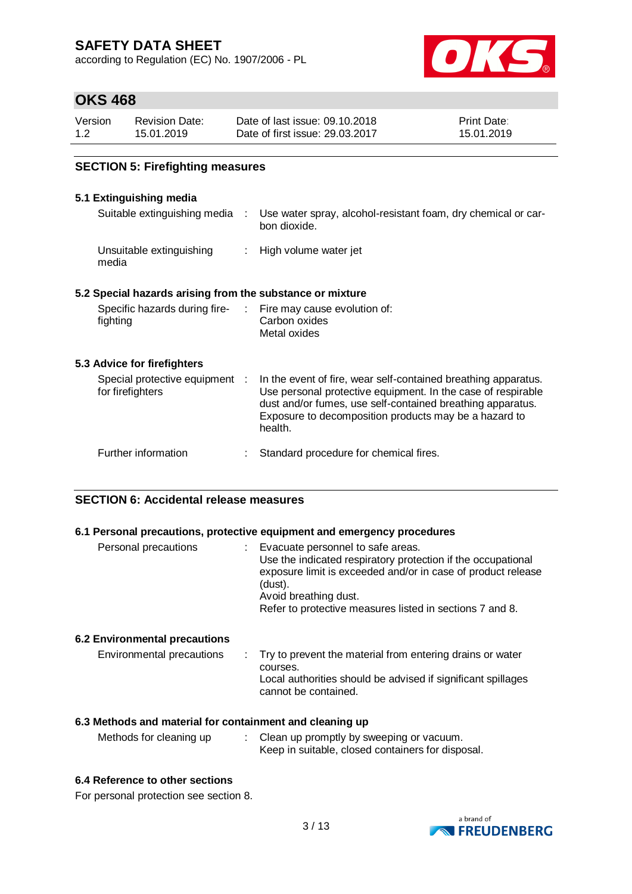## SECTION 5: Firefighting measures

### 5.1 Extinguishing media

| | | |
|---|---|---|
| Suitable extinguishing media | : | Use water spray, alcohol-resistant foam, dry chemical or carbon dioxide. |
| Unsuitable extinguishing media | : | High volume water jet |

### 5.2 Special hazards arising from the substance or mixture

| | | |
|---|---|---|
| Specific hazards during firefighting | : | Fire may cause evolution of:<br>Carbon oxides<br>Metal oxides |

### 5.3 Advice for firefighters

| | | |
|---|---|---|
| Special protective equipment for firefighters | : | In the event of fire, wear self-contained breathing apparatus. Use personal protective equipment. In the case of respirable dust and/or fumes, use self-contained breathing apparatus. Exposure to decomposition products may be a hazard to health. |
| Further information | : | Standard procedure for chemical fires. |

## SECTION 6: Accidental release measures

### 6.1 Personal precautions, protective equipment and emergency procedures

| | | |
|---|---|---|
| Personal precautions | : | Evacuate personnel to safe areas.<br>Use the indicated respiratory protection if the occupational exposure limit is exceeded and/or in case of product release (dust).<br>Avoid breathing dust.<br>Refer to protective measures listed in sections 7 and 8. |

### 6.2 Environmental precautions

| | | |
|---|---|---|
| Environmental precautions | : | Try to prevent the material from entering drains or water courses.<br>Local authorities should be advised if significant spillages cannot be contained. |

### 6.3 Methods and material for containment and cleaning up

| | | |
|---|---|---|
| Methods for cleaning up | : | Clean up promptly by sweeping or vacuum.<br>Keep in suitable, closed containers for disposal. |

### 6.4 Reference to other sections

For personal protection see section 8.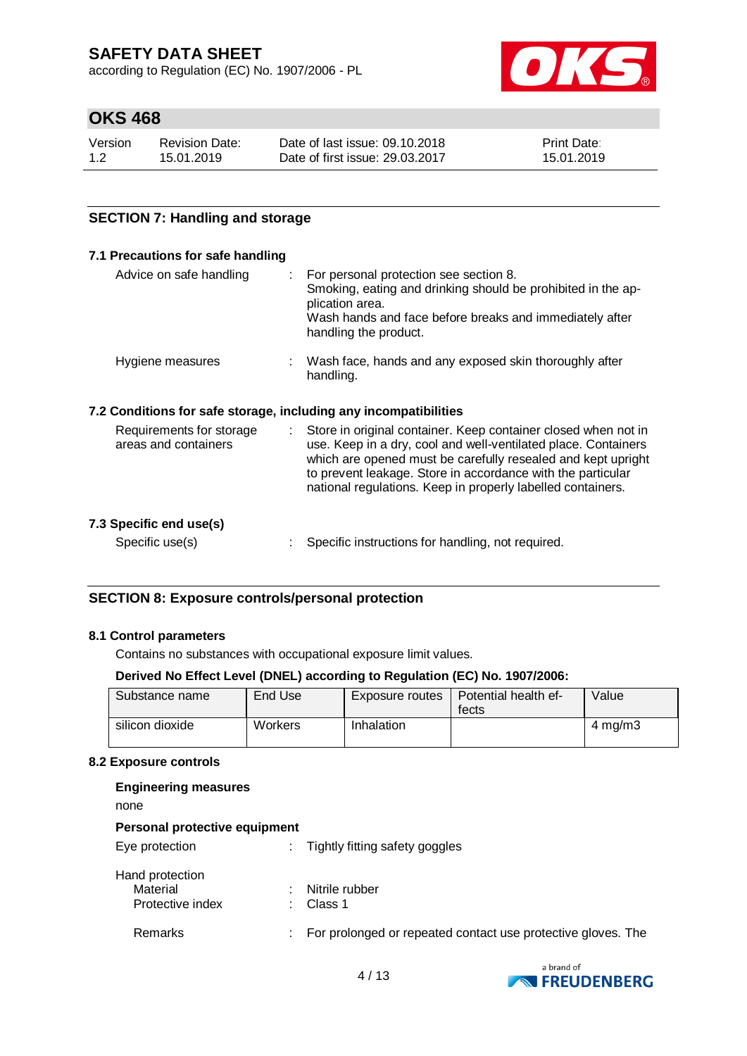## SECTION 7: Handling and storage

### 7.1 Precautions for safe handling

Advice on safe handling : For personal protection see section 8. Smoking, eating and drinking should be prohibited in the application area. Wash hands and face before breaks and immediately after handling the product.

Hygiene measures : Wash face, hands and any exposed skin thoroughly after handling.

### 7.2 Conditions for safe storage, including any incompatibilities

Requirements for storage areas and containers : Store in original container. Keep container closed when not in use. Keep in a dry, cool and well-ventilated place. Containers which are opened must be carefully resealed and kept upright to prevent leakage. Store in accordance with the particular national regulations. Keep in properly labelled containers.

### 7.3 Specific end use(s)

Specific use(s) : Specific instructions for handling, not required.

## SECTION 8: Exposure controls/personal protection

### 8.1 Control parameters

Contains no substances with occupational exposure limit values.

**Derived No Effect Level (DNEL) according to Regulation (EC) No. 1907/2006:**

| Substance name | End Use | Exposure routes | Potential health effects | Value |
|---|---|---|---|---|
| silicon dioxide | Workers | Inhalation | | 4 mg/m3 |

### 8.2 Exposure controls

**Engineering measures**

none

**Personal protective equipment**

Eye protection : Tightly fitting safety goggles

Hand protection
- Material : Nitrile rubber
- Protective index : Class 1

Remarks : For prolonged or repeated contact use protective gloves. The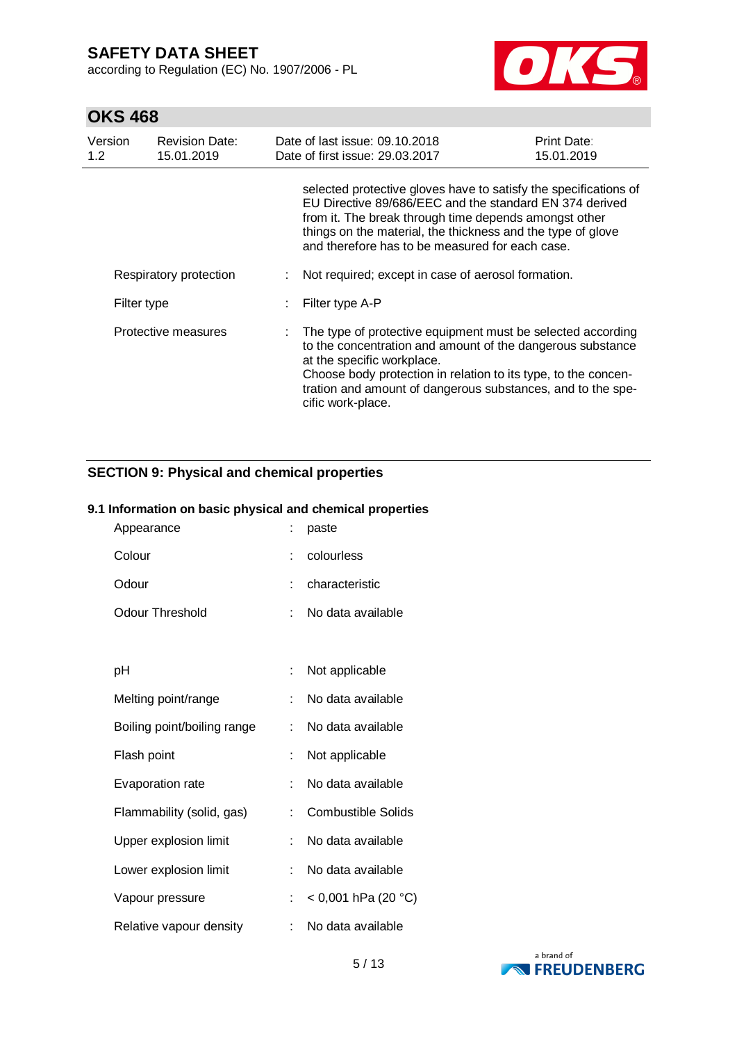selected protective gloves have to satisfy the specifications of EU Directive 89/686/EEC and the standard EN 374 derived from it. The break through time depends amongst other things on the material, the thickness and the type of glove and therefore has to be measured for each case.

| | | |
|---|---|---|
| Respiratory protection | : | Not required; except in case of aerosol formation. |
| Filter type | : | Filter type A-P |
| Protective measures | : | The type of protective equipment must be selected according to the concentration and amount of the dangerous substance at the specific workplace. Choose body protection in relation to its type, to the concentration and amount of dangerous substances, and to the specific work-place. |

## SECTION 9: Physical and chemical properties

### 9.1 Information on basic physical and chemical properties

| | | |
|---|---|---|
| Appearance | : | paste |
| Colour | : | colourless |
| Odour | : | characteristic |
| Odour Threshold | : | No data available |
| pH | : | Not applicable |
| Melting point/range | : | No data available |
| Boiling point/boiling range | : | No data available |
| Flash point | : | Not applicable |
| Evaporation rate | : | No data available |
| Flammability (solid, gas) | : | Combustible Solids |
| Upper explosion limit | : | No data available |
| Lower explosion limit | : | No data available |
| Vapour pressure | : | < 0,001 hPa (20 °C) |
| Relative vapour density | : | No data available |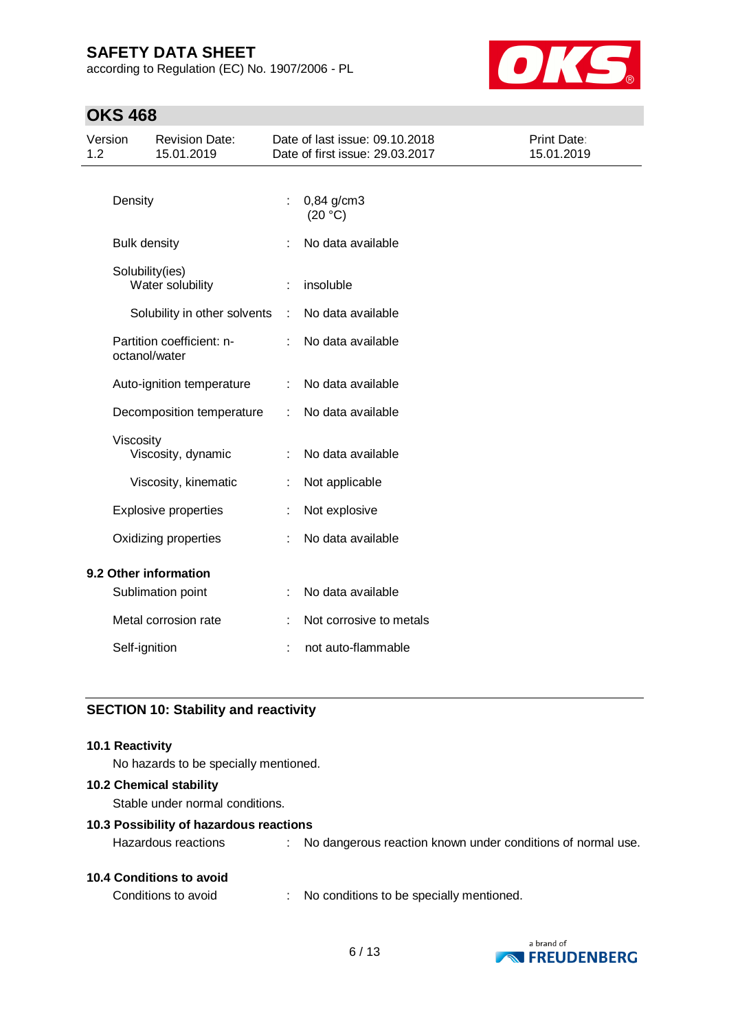| | | |
|---|---|---|
| Density | : | 0,84 g/cm3 (20 °C) |
| Bulk density | : | No data available |
| Solubility(ies) | | |
| Water solubility | : | insoluble |
| Solubility in other solvents | : | No data available |
| Partition coefficient: n-octanol/water | : | No data available |
| Auto-ignition temperature | : | No data available |
| Decomposition temperature | : | No data available |
| Viscosity | | |
| Viscosity, dynamic | : | No data available |
| Viscosity, kinematic | : | Not applicable |
| Explosive properties | : | Not explosive |
| Oxidizing properties | : | No data available |

### 9.2 Other information

| | | |
|---|---|---|
| Sublimation point | : | No data available |
| Metal corrosion rate | : | Not corrosive to metals |
| Self-ignition | : | not auto-flammable |

## SECTION 10: Stability and reactivity

### 10.1 Reactivity

No hazards to be specially mentioned.

### 10.2 Chemical stability

Stable under normal conditions.

### 10.3 Possibility of hazardous reactions

| | | |
|---|---|---|
| Hazardous reactions | : | No dangerous reaction known under conditions of normal use. |

### 10.4 Conditions to avoid

| | | |
|---|---|---|
| Conditions to avoid | : | No conditions to be specially mentioned. |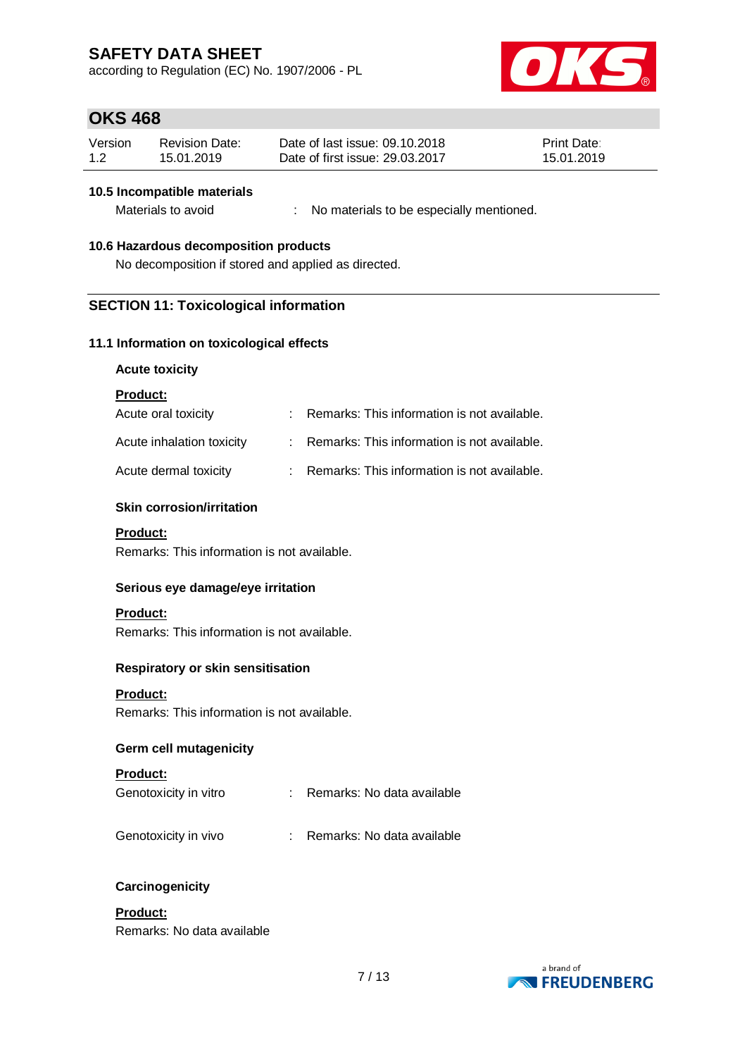### 10.5 Incompatible materials

Materials to avoid : No materials to be especially mentioned.

### 10.6 Hazardous decomposition products

No decomposition if stored and applied as directed.

## SECTION 11: Toxicological information

### 11.1 Information on toxicological effects

**Acute toxicity**

**Product:**

Acute oral toxicity : Remarks: This information is not available.

Acute inhalation toxicity : Remarks: This information is not available.

Acute dermal toxicity : Remarks: This information is not available.

**Skin corrosion/irritation**

**Product:**

Remarks: This information is not available.

**Serious eye damage/eye irritation**

**Product:**

Remarks: This information is not available.

**Respiratory or skin sensitisation**

**Product:**

Remarks: This information is not available.

**Germ cell mutagenicity**

**Product:**

Genotoxicity in vitro : Remarks: No data available

Genotoxicity in vivo : Remarks: No data available

**Carcinogenicity**

**Product:**

Remarks: No data available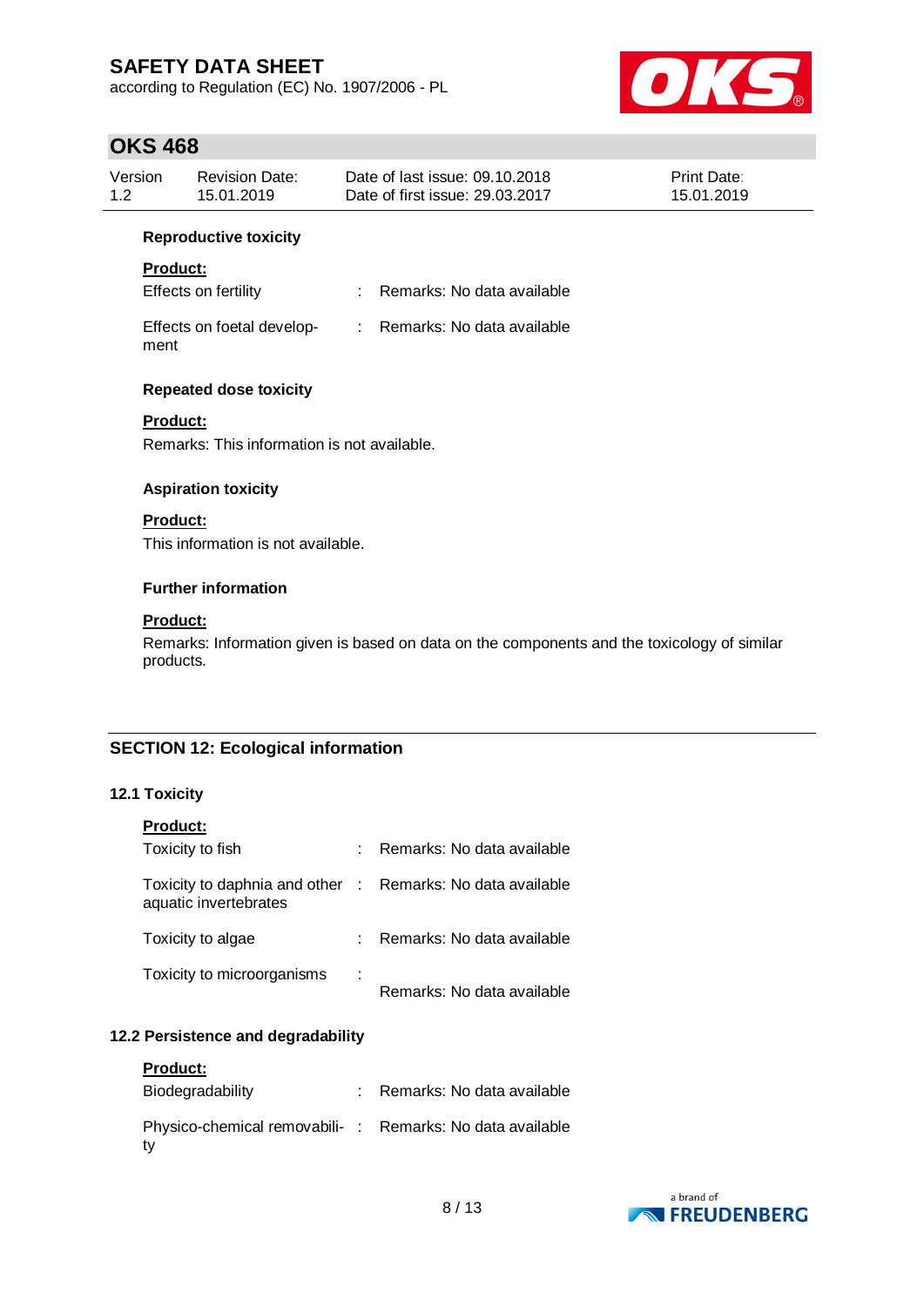**Reproductive toxicity**

**Product:**

Effects on fertility : Remarks: No data available

Effects on foetal development : Remarks: No data available

**Repeated dose toxicity**

**Product:**

Remarks: This information is not available.

**Aspiration toxicity**

**Product:**

This information is not available.

**Further information**

**Product:**

Remarks: Information given is based on data on the components and the toxicology of similar products.

## SECTION 12: Ecological information

### 12.1 Toxicity

**Product:**

Toxicity to fish : Remarks: No data available

Toxicity to daphnia and other aquatic invertebrates : Remarks: No data available

Toxicity to algae : Remarks: No data available

Toxicity to microorganisms : Remarks: No data available

### 12.2 Persistence and degradability

**Product:**

Biodegradability : Remarks: No data available

Physico-chemical removability : Remarks: No data available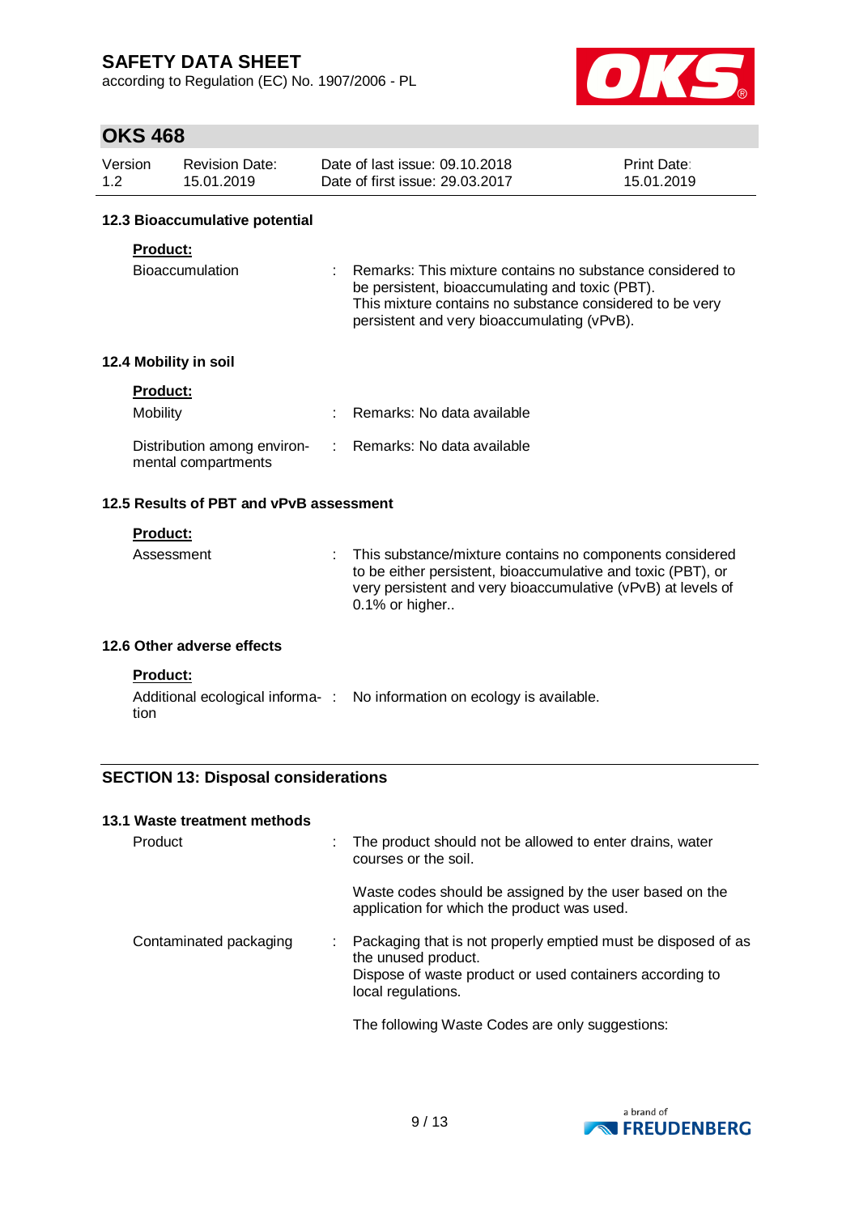#### 12.3 Bioaccumulative potential

**Product:**

| | | |
|---|---|---|
| Bioaccumulation | : | Remarks: This mixture contains no substance considered to be persistent, bioaccumulating and toxic (PBT). This mixture contains no substance considered to be very persistent and very bioaccumulating (vPvB). |

#### 12.4 Mobility in soil

**Product:**

| | | |
|---|---|---|
| Mobility | : | Remarks: No data available |
| Distribution among environmental compartments | : | Remarks: No data available |

#### 12.5 Results of PBT and vPvB assessment

**Product:**

| | | |
|---|---|---|
| Assessment | : | This substance/mixture contains no components considered to be either persistent, bioaccumulative and toxic (PBT), or very persistent and very bioaccumulative (vPvB) at levels of 0.1% or higher.. |

#### 12.6 Other adverse effects

**Product:**

| | | |
|---|---|---|
| Additional ecological information | : | No information on ecology is available. |

### SECTION 13: Disposal considerations

#### 13.1 Waste treatment methods

| | | |
|---|---|---|
| Product | : | The product should not be allowed to enter drains, water courses or the soil.<br><br>Waste codes should be assigned by the user based on the application for which the product was used. |
| Contaminated packaging | : | Packaging that is not properly emptied must be disposed of as the unused product.<br>Dispose of waste product or used containers according to local regulations.<br><br>The following Waste Codes are only suggestions: |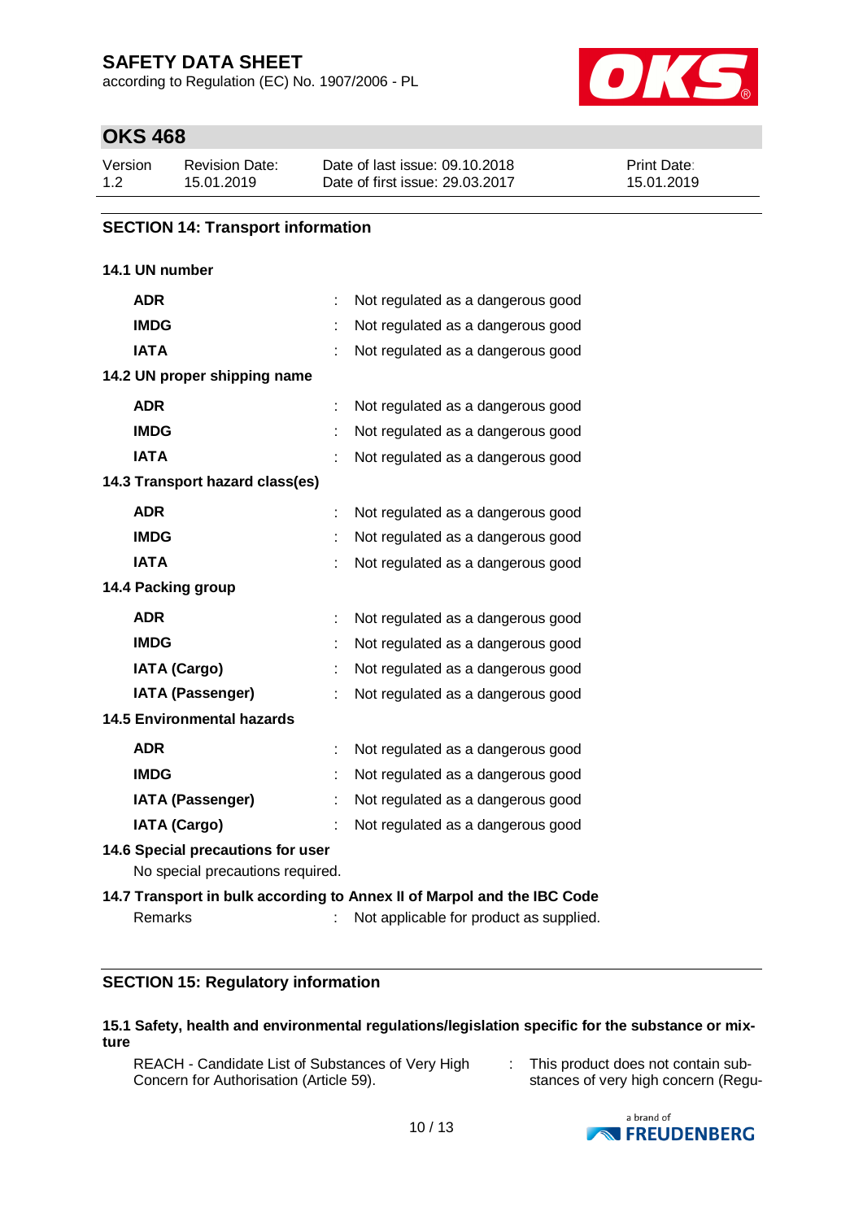## SECTION 14: Transport information

### 14.1 UN number

| | | |
|---|---|---|
| **ADR** | : | Not regulated as a dangerous good |
| **IMDG** | : | Not regulated as a dangerous good |
| **IATA** | : | Not regulated as a dangerous good |

### 14.2 UN proper shipping name

| | | |
|---|---|---|
| **ADR** | : | Not regulated as a dangerous good |
| **IMDG** | : | Not regulated as a dangerous good |
| **IATA** | : | Not regulated as a dangerous good |

### 14.3 Transport hazard class(es)

| | | |
|---|---|---|
| **ADR** | : | Not regulated as a dangerous good |
| **IMDG** | : | Not regulated as a dangerous good |
| **IATA** | : | Not regulated as a dangerous good |

### 14.4 Packing group

| | | |
|---|---|---|
| **ADR** | : | Not regulated as a dangerous good |
| **IMDG** | : | Not regulated as a dangerous good |
| **IATA (Cargo)** | : | Not regulated as a dangerous good |
| **IATA (Passenger)** | : | Not regulated as a dangerous good |

### 14.5 Environmental hazards

| | | |
|---|---|---|
| **ADR** | : | Not regulated as a dangerous good |
| **IMDG** | : | Not regulated as a dangerous good |
| **IATA (Passenger)** | : | Not regulated as a dangerous good |
| **IATA (Cargo)** | : | Not regulated as a dangerous good |

### 14.6 Special precautions for user

No special precautions required.

### 14.7 Transport in bulk according to Annex II of Marpol and the IBC Code

Remarks : Not applicable for product as supplied.

## SECTION 15: Regulatory information

### 15.1 Safety, health and environmental regulations/legislation specific for the substance or mixture

REACH - Candidate List of Substances of Very High Concern for Authorisation (Article 59). : This product does not contain substances of very high concern (Regu-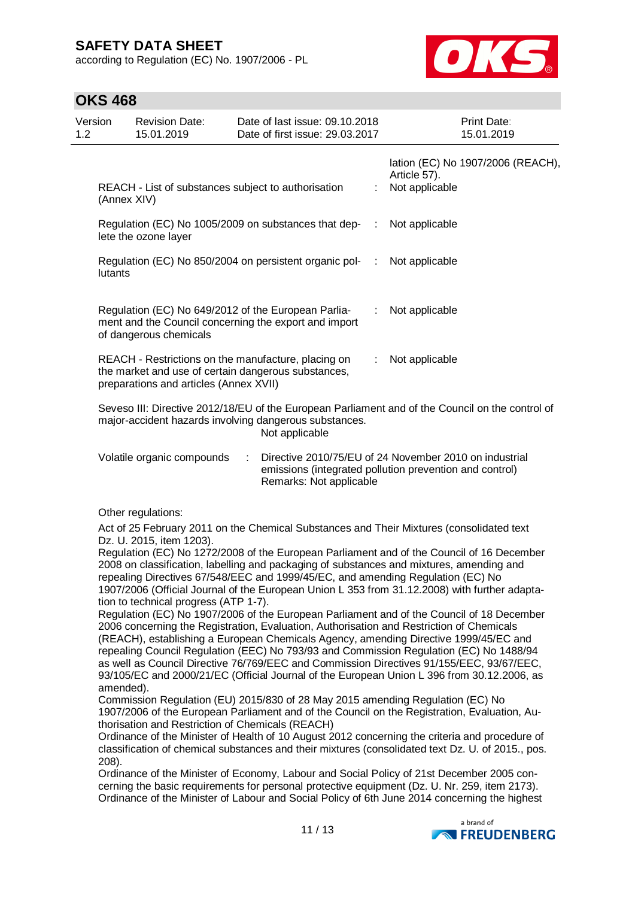| | | |
|---|---|---|
| | | lation (EC) No 1907/2006 (REACH), Article 57). |
| REACH - List of substances subject to authorisation (Annex XIV) | : | Not applicable |
| Regulation (EC) No 1005/2009 on substances that deplete the ozone layer | : | Not applicable |
| Regulation (EC) No 850/2004 on persistent organic pollutants | : | Not applicable |
| Regulation (EC) No 649/2012 of the European Parliament and the Council concerning the export and import of dangerous chemicals | : | Not applicable |
| REACH - Restrictions on the manufacture, placing on the market and use of certain dangerous substances, preparations and articles (Annex XVII) | : | Not applicable |

Seveso III: Directive 2012/18/EU of the European Parliament and of the Council on the control of major-accident hazards involving dangerous substances.
Not applicable

Volatile organic compounds : Directive 2010/75/EU of 24 November 2010 on industrial emissions (integrated pollution prevention and control)
Remarks: Not applicable

Other regulations:

Act of 25 February 2011 on the Chemical Substances and Their Mixtures (consolidated text Dz. U. 2015, item 1203).
Regulation (EC) No 1272/2008 of the European Parliament and of the Council of 16 December 2008 on classification, labelling and packaging of substances and mixtures, amending and repealing Directives 67/548/EEC and 1999/45/EC, and amending Regulation (EC) No 1907/2006 (Official Journal of the European Union L 353 from 31.12.2008) with further adaptation to technical progress (ATP 1-7).
Regulation (EC) No 1907/2006 of the European Parliament and of the Council of 18 December 2006 concerning the Registration, Evaluation, Authorisation and Restriction of Chemicals (REACH), establishing a European Chemicals Agency, amending Directive 1999/45/EC and repealing Council Regulation (EEC) No 793/93 and Commission Regulation (EC) No 1488/94 as well as Council Directive 76/769/EEC and Commission Directives 91/155/EEC, 93/67/EEC, 93/105/EC and 2000/21/EC (Official Journal of the European Union L 396 from 30.12.2006, as amended).
Commission Regulation (EU) 2015/830 of 28 May 2015 amending Regulation (EC) No 1907/2006 of the European Parliament and of the Council on the Registration, Evaluation, Authorisation and Restriction of Chemicals (REACH)
Ordinance of the Minister of Health of 10 August 2012 concerning the criteria and procedure of classification of chemical substances and their mixtures (consolidated text Dz. U. of 2015., pos. 208).
Ordinance of the Minister of Economy, Labour and Social Policy of 21st December 2005 concerning the basic requirements for personal protective equipment (Dz. U. Nr. 259, item 2173).
Ordinance of the Minister of Labour and Social Policy of 6th June 2014 concerning the highest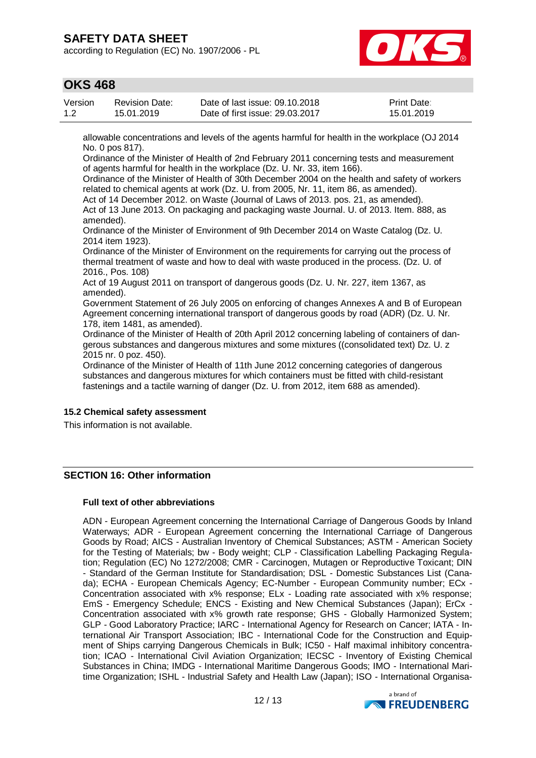allowable concentrations and levels of the agents harmful for health in the workplace (OJ 2014 No. 0 pos 817).

Ordinance of the Minister of Health of 2nd February 2011 concerning tests and measurement of agents harmful for health in the workplace (Dz. U. Nr. 33, item 166).

Ordinance of the Minister of Health of 30th December 2004 on the health and safety of workers related to chemical agents at work (Dz. U. from 2005, Nr. 11, item 86, as amended).

Act of 14 December 2012. on Waste (Journal of Laws of 2013. pos. 21, as amended).

Act of 13 June 2013. On packaging and packaging waste Journal. U. of 2013. Item. 888, as amended).

Ordinance of the Minister of Environment of 9th December 2014 on Waste Catalog (Dz. U. 2014 item 1923).

Ordinance of the Minister of Environment on the requirements for carrying out the process of thermal treatment of waste and how to deal with waste produced in the process. (Dz. U. of 2016., Pos. 108)

Act of 19 August 2011 on transport of dangerous goods (Dz. U. Nr. 227, item 1367, as amended).

Government Statement of 26 July 2005 on enforcing of changes Annexes A and B of European Agreement concerning international transport of dangerous goods by road (ADR) (Dz. U. Nr. 178, item 1481, as amended).

Ordinance of the Minister of Health of 20th April 2012 concerning labeling of containers of dangerous substances and dangerous mixtures and some mixtures ((consolidated text) Dz. U. z 2015 nr. 0 poz. 450).

Ordinance of the Minister of Health of 11th June 2012 concerning categories of dangerous substances and dangerous mixtures for which containers must be fitted with child-resistant fastenings and a tactile warning of danger (Dz. U. from 2012, item 688 as amended).

### 15.2 Chemical safety assessment

This information is not available.

## SECTION 16: Other information

**Full text of other abbreviations**

ADN - European Agreement concerning the International Carriage of Dangerous Goods by Inland Waterways; ADR - European Agreement concerning the International Carriage of Dangerous Goods by Road; AICS - Australian Inventory of Chemical Substances; ASTM - American Society for the Testing of Materials; bw - Body weight; CLP - Classification Labelling Packaging Regulation; Regulation (EC) No 1272/2008; CMR - Carcinogen, Mutagen or Reproductive Toxicant; DIN - Standard of the German Institute for Standardisation; DSL - Domestic Substances List (Canada); ECHA - European Chemicals Agency; EC-Number - European Community number; ECx - Concentration associated with x% response; ELx - Loading rate associated with x% response; EmS - Emergency Schedule; ENCS - Existing and New Chemical Substances (Japan); ErCx - Concentration associated with x% growth rate response; GHS - Globally Harmonized System; GLP - Good Laboratory Practice; IARC - International Agency for Research on Cancer; IATA - International Air Transport Association; IBC - International Code for the Construction and Equipment of Ships carrying Dangerous Chemicals in Bulk; IC50 - Half maximal inhibitory concentration; ICAO - International Civil Aviation Organization; IECSC - Inventory of Existing Chemical Substances in China; IMDG - International Maritime Dangerous Goods; IMO - International Maritime Organization; ISHL - Industrial Safety and Health Law (Japan); ISO - International Organisa-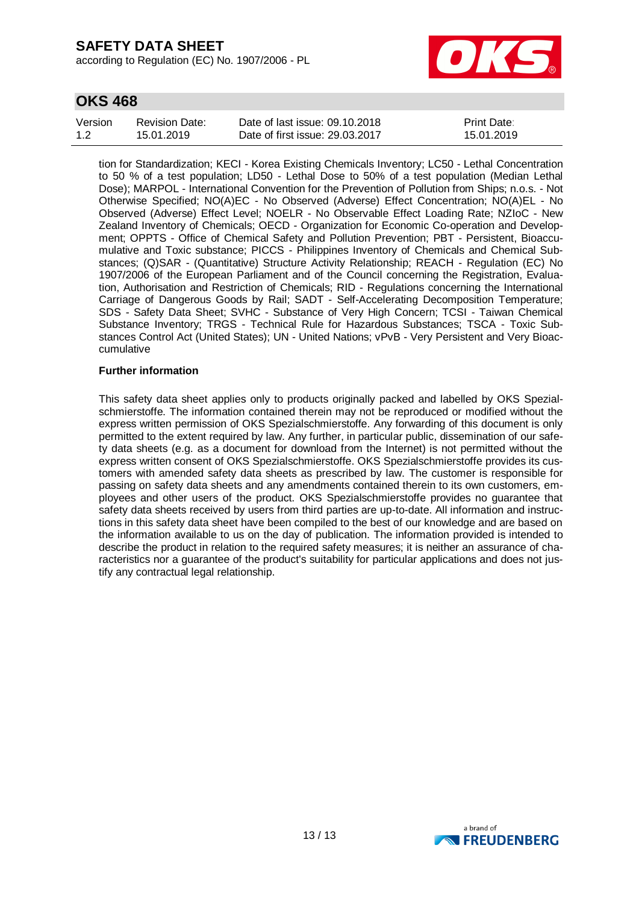tion for Standardization; KECI - Korea Existing Chemicals Inventory; LC50 - Lethal Concentration to 50 % of a test population; LD50 - Lethal Dose to 50% of a test population (Median Lethal Dose); MARPOL - International Convention for the Prevention of Pollution from Ships; n.o.s. - Not Otherwise Specified; NO(A)EC - No Observed (Adverse) Effect Concentration; NO(A)EL - No Observed (Adverse) Effect Level; NOELR - No Observable Effect Loading Rate; NZIoC - New Zealand Inventory of Chemicals; OECD - Organization for Economic Co-operation and Development; OPPTS - Office of Chemical Safety and Pollution Prevention; PBT - Persistent, Bioaccumulative and Toxic substance; PICCS - Philippines Inventory of Chemicals and Chemical Substances; (Q)SAR - (Quantitative) Structure Activity Relationship; REACH - Regulation (EC) No 1907/2006 of the European Parliament and of the Council concerning the Registration, Evaluation, Authorisation and Restriction of Chemicals; RID - Regulations concerning the International Carriage of Dangerous Goods by Rail; SADT - Self-Accelerating Decomposition Temperature; SDS - Safety Data Sheet; SVHC - Substance of Very High Concern; TCSI - Taiwan Chemical Substance Inventory; TRGS - Technical Rule for Hazardous Substances; TSCA - Toxic Substances Control Act (United States); UN - United Nations; vPvB - Very Persistent and Very Bioaccumulative

**Further information**

This safety data sheet applies only to products originally packed and labelled by OKS Spezialschmierstoffe. The information contained therein may not be reproduced or modified without the express written permission of OKS Spezialschmierstoffe. Any forwarding of this document is only permitted to the extent required by law. Any further, in particular public, dissemination of our safety data sheets (e.g. as a document for download from the Internet) is not permitted without the express written consent of OKS Spezialschmierstoffe. OKS Spezialschmierstoffe provides its customers with amended safety data sheets as prescribed by law. The customer is responsible for passing on safety data sheets and any amendments contained therein to its own customers, employees and other users of the product. OKS Spezialschmierstoffe provides no guarantee that safety data sheets received by users from third parties are up-to-date. All information and instructions in this safety data sheet have been compiled to the best of our knowledge and are based on the information available to us on the day of publication. The information provided is intended to describe the product in relation to the required safety measures; it is neither an assurance of characteristics nor a guarantee of the product's suitability for particular applications and does not justify any contractual legal relationship.